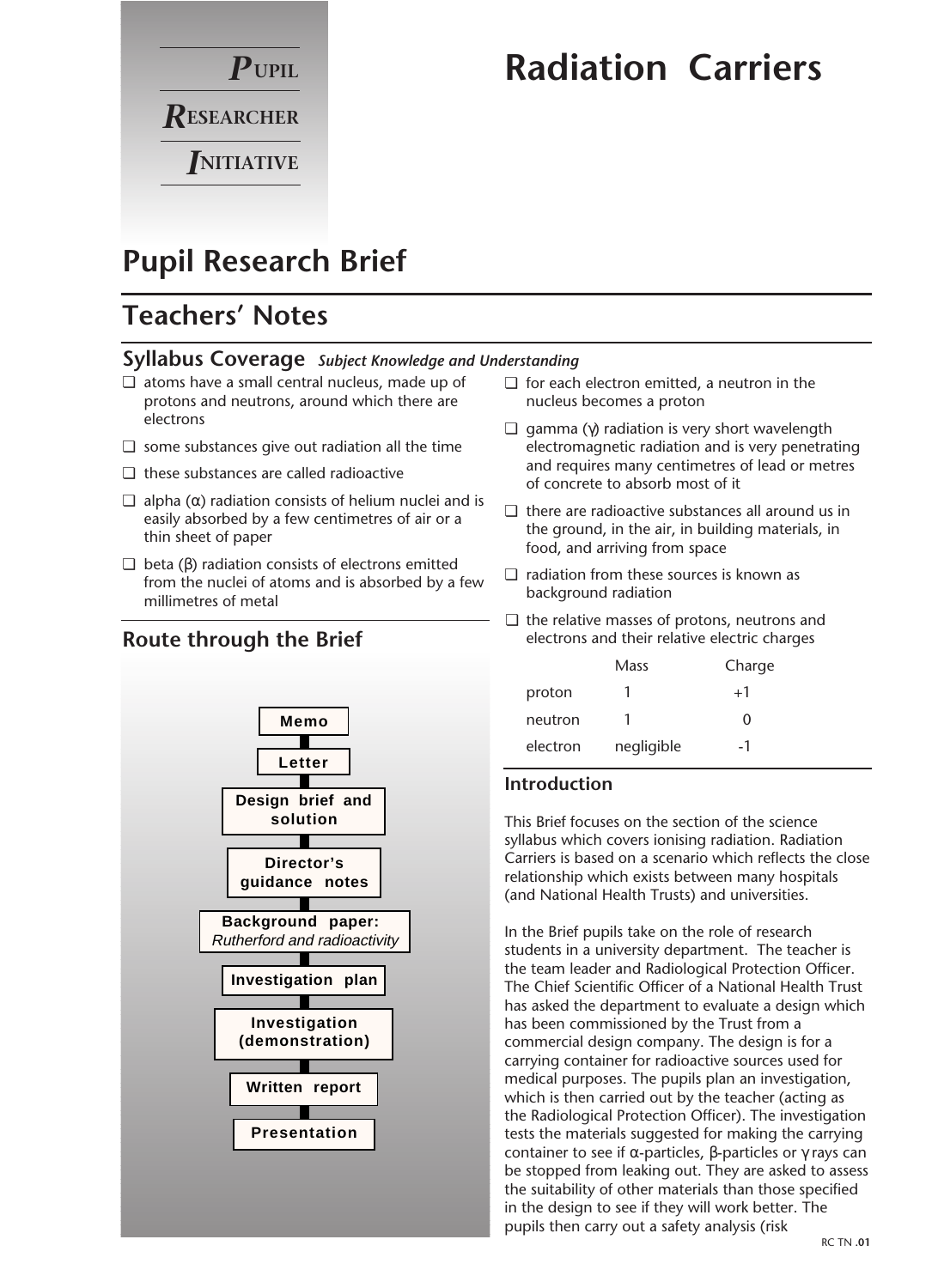**P**UPIL
**R**ESEARCHER
**I**NITIATIVE

# Radiation Carriers

## Pupil Research Brief

## Teachers' Notes

### Syllabus Coverage *Subject Knowledge and Understanding*

- ❑ atoms have a small central nucleus, made up of protons and neutrons, around which there are electrons
- ❑ some substances give out radiation all the time
- ❑ these substances are called radioactive
- ❑ alpha (α) radiation consists of helium nuclei and is easily absorbed by a few centimetres of air or a thin sheet of paper
- ❑ beta (β) radiation consists of electrons emitted from the nuclei of atoms and is absorbed by a few millimetres of metal
- ❑ for each electron emitted, a neutron in the nucleus becomes a proton
- ❑ gamma (γ) radiation is very short wavelength electromagnetic radiation and is very penetrating and requires many centimetres of lead or metres of concrete to absorb most of it
- ❑ there are radioactive substances all around us in the ground, in the air, in building materials, in food, and arriving from space
- ❑ radiation from these sources is known as background radiation
- ❑ the relative masses of protons, neutrons and electrons and their relative electric charges

| | Mass | Charge |
|---|---|---|
| proton | 1 | +1 |
| neutron | 1 | 0 |
| electron | negligible | -1 |

### Route through the Brief

- Memo
- Letter
- Design brief and solution
- Director's guidance notes
- Background paper: *Rutherford and radioactivity*
- Investigation plan
- Investigation (demonstration)
- Written report
- Presentation

### Introduction

This Brief focuses on the section of the science syllabus which covers ionising radiation. Radiation Carriers is based on a scenario which reflects the close relationship which exists between many hospitals (and National Health Trusts) and universities.

In the Brief pupils take on the role of research students in a university department. The teacher is the team leader and Radiological Protection Officer. The Chief Scientific Officer of a National Health Trust has asked the department to evaluate a design which has been commissioned by the Trust from a commercial design company. The design is for a carrying container for radioactive sources used for medical purposes. The pupils plan an investigation, which is then carried out by the teacher (acting as the Radiological Protection Officer). The investigation tests the materials suggested for making the carrying container to see if α-particles, β-particles or γ rays can be stopped from leaking out. They are asked to assess the suitability of other materials than those specified in the design to see if they will work better. The pupils then carry out a safety analysis (risk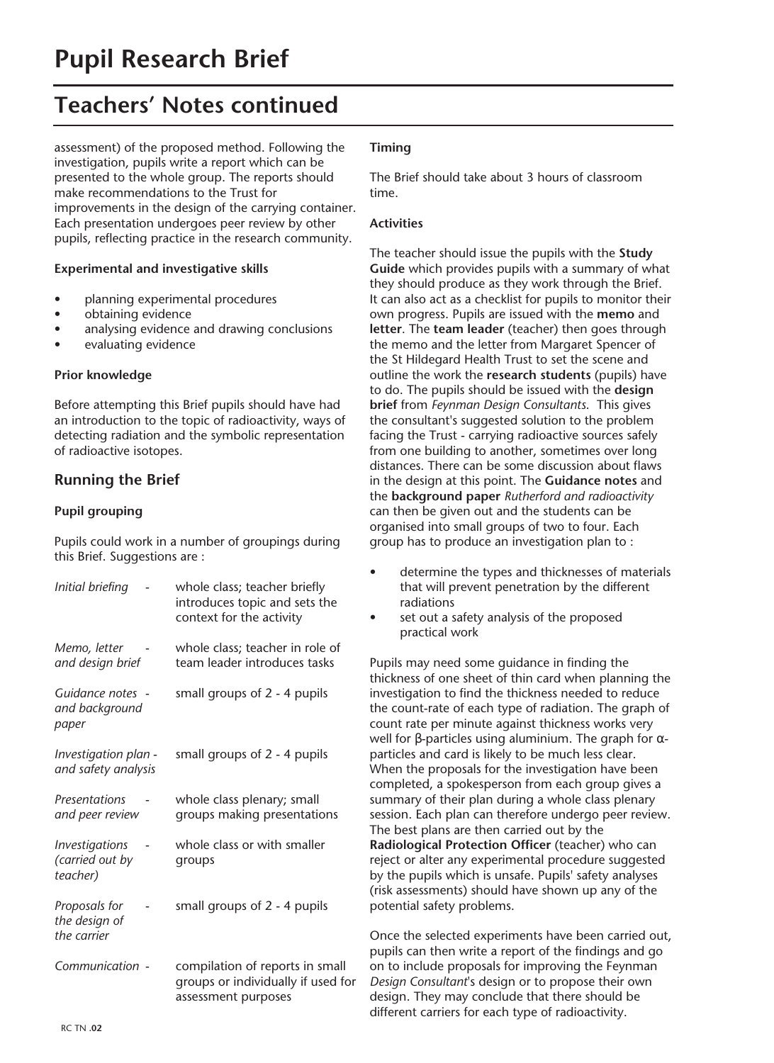# Pupil Research Brief

## Teachers' Notes continued

assessment) of the proposed method. Following the investigation, pupils write a report which can be presented to the whole group. The reports should make recommendations to the Trust for improvements in the design of the carrying container. Each presentation undergoes peer review by other pupils, reflecting practice in the research community.

**Experimental and investigative skills**

- planning experimental procedures
- obtaining evidence
- analysing evidence and drawing conclusions
- evaluating evidence

**Prior knowledge**

Before attempting this Brief pupils should have had an introduction to the topic of radioactivity, ways of detecting radiation and the symbolic representation of radioactive isotopes.

### Running the Brief

**Pupil grouping**

Pupils could work in a number of groupings during this Brief. Suggestions are :

| | |
|---|---|
| *Initial briefing* - | whole class; teacher briefly introduces topic and sets the context for the activity |
| *Memo, letter and design brief* - | whole class; teacher in role of team leader introduces tasks |
| *Guidance notes and background paper* - | small groups of 2 - 4 pupils |
| *Investigation plan and safety analysis* - | small groups of 2 - 4 pupils |
| *Presentations and peer review* - | whole class plenary; small groups making presentations |
| *Investigations (carried out by teacher)* - | whole class or with smaller groups |
| *Proposals for the design of the carrier* - | small groups of 2 - 4 pupils |
| *Communication* - | compilation of reports in small groups or individually if used for assessment purposes |

**Timing**

The Brief should take about 3 hours of classroom time.

**Activities**

The teacher should issue the pupils with the **Study Guide** which provides pupils with a summary of what they should produce as they work through the Brief. It can also act as a checklist for pupils to monitor their own progress. Pupils are issued with the **memo** and **letter**. The **team leader** (teacher) then goes through the memo and the letter from Margaret Spencer of the St Hildegard Health Trust to set the scene and outline the work the **research students** (pupils) have to do. The pupils should be issued with the **design brief** from *Feynman Design Consultants*. This gives the consultant's suggested solution to the problem facing the Trust - carrying radioactive sources safely from one building to another, sometimes over long distances. There can be some discussion about flaws in the design at this point. The **Guidance notes** and the **background paper** *Rutherford and radioactivity* can then be given out and the students can be organised into small groups of two to four. Each group has to produce an investigation plan to :

- determine the types and thicknesses of materials that will prevent penetration by the different radiations
- set out a safety analysis of the proposed practical work

Pupils may need some guidance in finding the thickness of one sheet of thin card when planning the investigation to find the thickness needed to reduce the count-rate of each type of radiation. The graph of count rate per minute against thickness works very well for β-particles using aluminium. The graph for α-particles and card is likely to be much less clear. When the proposals for the investigation have been completed, a spokesperson from each group gives a summary of their plan during a whole class plenary session. Each plan can therefore undergo peer review. The best plans are then carried out by the **Radiological Protection Officer** (teacher) who can reject or alter any experimental procedure suggested by the pupils which is unsafe. Pupils' safety analyses (risk assessments) should have shown up any of the potential safety problems.

Once the selected experiments have been carried out, pupils can then write a report of the findings and go on to include proposals for improving the Feynman *Design Consultant*'s design or to propose their own design. They may conclude that there should be different carriers for each type of radioactivity.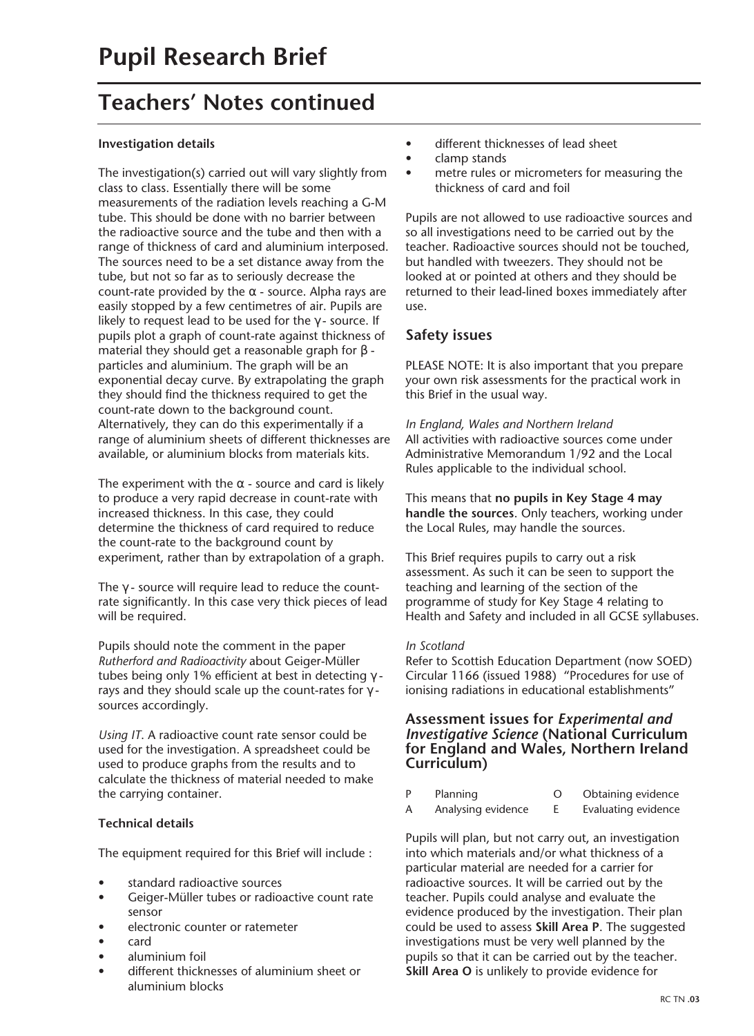# Pupil Research Brief

## Teachers' Notes continued

**Investigation details**

The investigation(s) carried out will vary slightly from class to class. Essentially there will be some measurements of the radiation levels reaching a G-M tube. This should be done with no barrier between the radioactive source and the tube and then with a range of thickness of card and aluminium interposed. The sources need to be a set distance away from the tube, but not so far as to seriously decrease the count-rate provided by the $\alpha$ - source. Alpha rays are easily stopped by a few centimetres of air. Pupils are likely to request lead to be used for the $\gamma$- source. If pupils plot a graph of count-rate against thickness of material they should get a reasonable graph for $\beta$ - particles and aluminium. The graph will be an exponential decay curve. By extrapolating the graph they should find the thickness required to get the count-rate down to the background count. Alternatively, they can do this experimentally if a range of aluminium sheets of different thicknesses are available, or aluminium blocks from materials kits.

The experiment with the $\alpha$ - source and card is likely to produce a very rapid decrease in count-rate with increased thickness. In this case, they could determine the thickness of card required to reduce the count-rate to the background count by experiment, rather than by extrapolation of a graph.

The $\gamma$- source will require lead to reduce the count-rate significantly. In this case very thick pieces of lead will be required.

Pupils should note the comment in the paper *Rutherford and Radioactivity* about Geiger-Müller tubes being only 1% efficient at best in detecting $\gamma$-rays and they should scale up the count-rates for $\gamma$-sources accordingly.

*Using IT*. A radioactive count rate sensor could be used for the investigation. A spreadsheet could be used to produce graphs from the results and to calculate the thickness of material needed to make the carrying container.

**Technical details**

The equipment required for this Brief will include :

- standard radioactive sources
- Geiger-Müller tubes or radioactive count rate sensor
- electronic counter or ratemeter
- card
- aluminium foil
- different thicknesses of aluminium sheet or aluminium blocks
- different thicknesses of lead sheet
- clamp stands
- metre rules or micrometers for measuring the thickness of card and foil

Pupils are not allowed to use radioactive sources and so all investigations need to be carried out by the teacher. Radioactive sources should not be touched, but handled with tweezers. They should not be looked at or pointed at others and they should be returned to their lead-lined boxes immediately after use.

### Safety issues

PLEASE NOTE: It is also important that you prepare your own risk assessments for the practical work in this Brief in the usual way.

*In England, Wales and Northern Ireland*
All activities with radioactive sources come under Administrative Memorandum 1/92 and the Local Rules applicable to the individual school.

This means that **no pupils in Key Stage 4 may handle the sources**. Only teachers, working under the Local Rules, may handle the sources.

This Brief requires pupils to carry out a risk assessment. As such it can be seen to support the teaching and learning of the section of the programme of study for Key Stage 4 relating to Health and Safety and included in all GCSE syllabuses.

*In Scotland*
Refer to Scottish Education Department (now SOED) Circular 1166 (issued 1988) "Procedures for use of ionising radiations in educational establishments"

### Assessment issues for *Experimental and Investigative Science* (National Curriculum for England and Wales, Northern Ireland Curriculum)

| | | | |
|---|---|---|---|
| P | Planning | O | Obtaining evidence |
| A | Analysing evidence | E | Evaluating evidence |

Pupils will plan, but not carry out, an investigation into which materials and/or what thickness of a particular material are needed for a carrier for radioactive sources. It will be carried out by the teacher. Pupils could analyse and evaluate the evidence produced by the investigation. Their plan could be used to assess **Skill Area P**. The suggested investigations must be very well planned by the pupils so that it can be carried out by the teacher. **Skill Area O** is unlikely to provide evidence for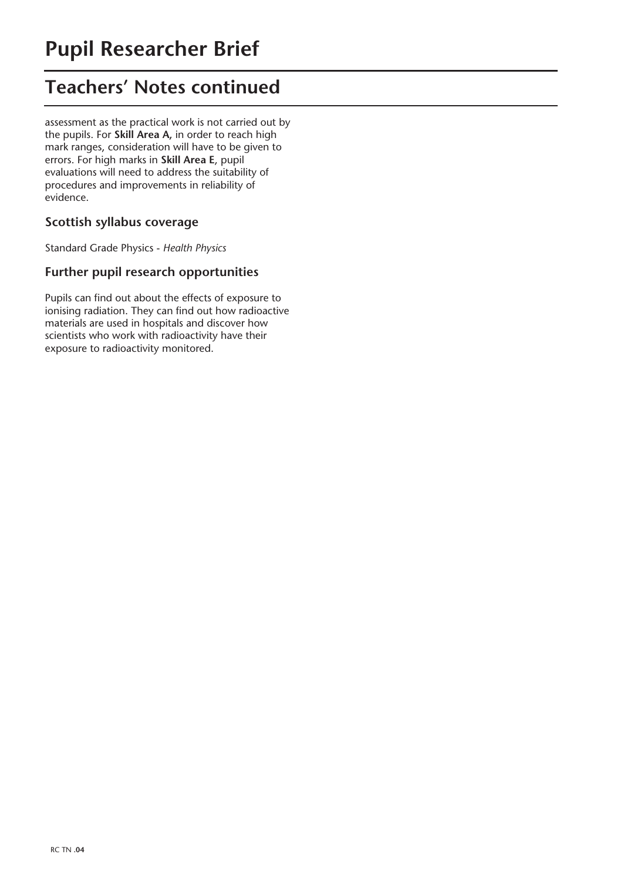# Pupil Researcher Brief

## Teachers' Notes continued

assessment as the practical work is not carried out by the pupils. For **Skill Area A,** in order to reach high mark ranges, consideration will have to be given to errors. For high marks in **Skill Area E**, pupil evaluations will need to address the suitability of procedures and improvements in reliability of evidence.

### Scottish syllabus coverage

Standard Grade Physics - *Health Physics*

### Further pupil research opportunities

Pupils can find out about the effects of exposure to ionising radiation. They can find out how radioactive materials are used in hospitals and discover how scientists who work with radioactivity have their exposure to radioactivity monitored.